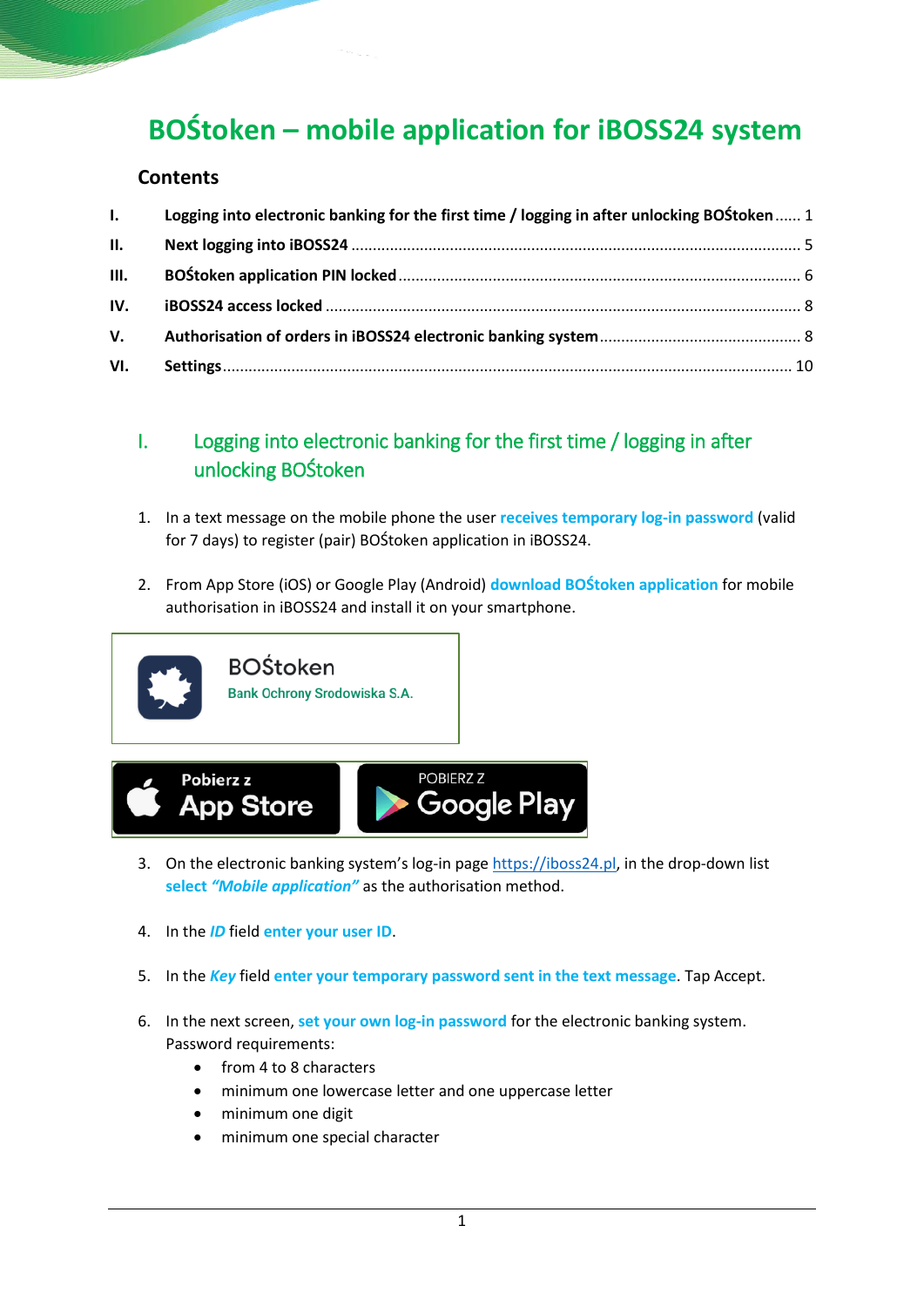# BOŚtoken – mobile application for iBOSS24 system

## Contents

| | | |
|---|---|---|
| I. | Logging into electronic banking for the first time / logging in after unlocking BOŚtoken | 1 |
| II. | Next logging into iBOSS24 | 5 |
| III. | BOŚtoken application PIN locked | 6 |
| IV. | iBOSS24 access locked | 8 |
| V. | Authorisation of orders in iBOSS24 electronic banking system | 8 |
| VI. | Settings | 10 |

## I. Logging into electronic banking for the first time / logging in after unlocking BOŚtoken

1. In a text message on the mobile phone the user **receives temporary log-in password** (valid for 7 days) to register (pair) BOŚtoken application in iBOSS24.

2. From App Store (iOS) or Google Play (Android) **download BOŚtoken application** for mobile authorisation in iBOSS24 and install it on your smartphone.

BOŚtoken
Bank Ochrony Srodowiska S.A.

Pobierz z App Store | POBIERZ Z Google Play

3. On the electronic banking system's log-in page https://iboss24.pl, in the drop-down list **select *"Mobile application"*** as the authorisation method.

4. In the ***ID*** field **enter your user ID**.

5. In the ***Key*** field **enter your temporary password sent in the text message**. Tap Accept.

6. In the next screen, **set your own log-in password** for the electronic banking system. Password requirements:
   - from 4 to 8 characters
   - minimum one lowercase letter and one uppercase letter
   - minimum one digit
   - minimum one special character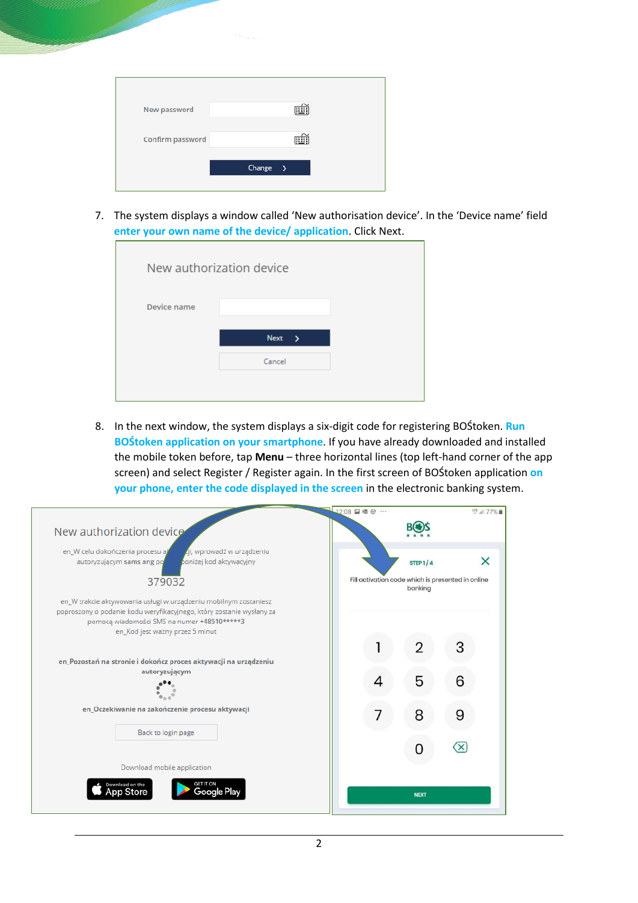New password

Confirm password

Change >

7. The system displays a window called 'New authorisation device'. In the 'Device name' field **enter your own name of the device/ application**. Click Next.

New authorization device

Device name

Next >

Cancel

8. In the next window, the system displays a six-digit code for registering BOŚtoken. **Run BOŚtoken application on your smartphone**. If you have already downloaded and installed the mobile token before, tap **Menu** – three horizontal lines (top left-hand corner of the app screen) and select Register / Register again. In the first screen of BOŚtoken application **on your phone, enter the code displayed in the screen** in the electronic banking system.

New authorization device

en_W celu dokończenia procesu a... ji, wprowadź w urządzeniu autoryzującym sams ang po... poniżej kod aktywacyjny

379032

en_W trakcie aktywowania usługi w urządzeniu mobilnym zostaniesz poproszony o podanie kodu weryfikacyjnego, który zostanie wysłany za pomocą wiadomości SMS na numer +48510*****3

en_Kod jest ważny przez 5 minut

en_Pozostań na stronie i dokończ proces aktywacji na urządzeniu autoryzującym

en_Oczekiwanie na zakończenie procesu aktywacji

Back to login page

Download mobile application

STEP 1/4

Fill activation code which is presented in online banking

NEXT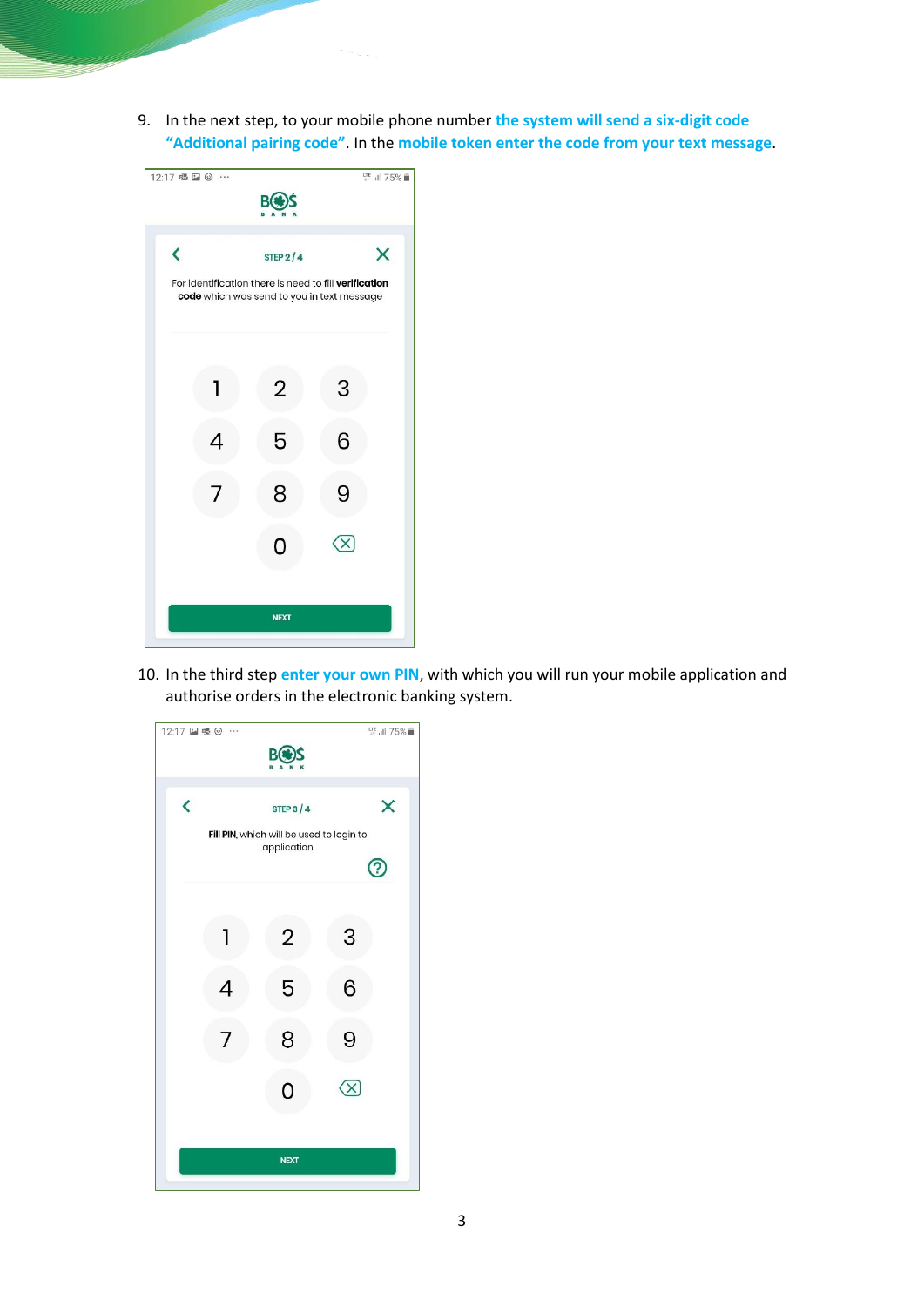9. In the next step, to your mobile phone number **the system will send a six-digit code "Additional pairing code"**. In the **mobile token enter the code from your text message**.

10. In the third step **enter your own PIN**, with which you will run your mobile application and authorise orders in the electronic banking system.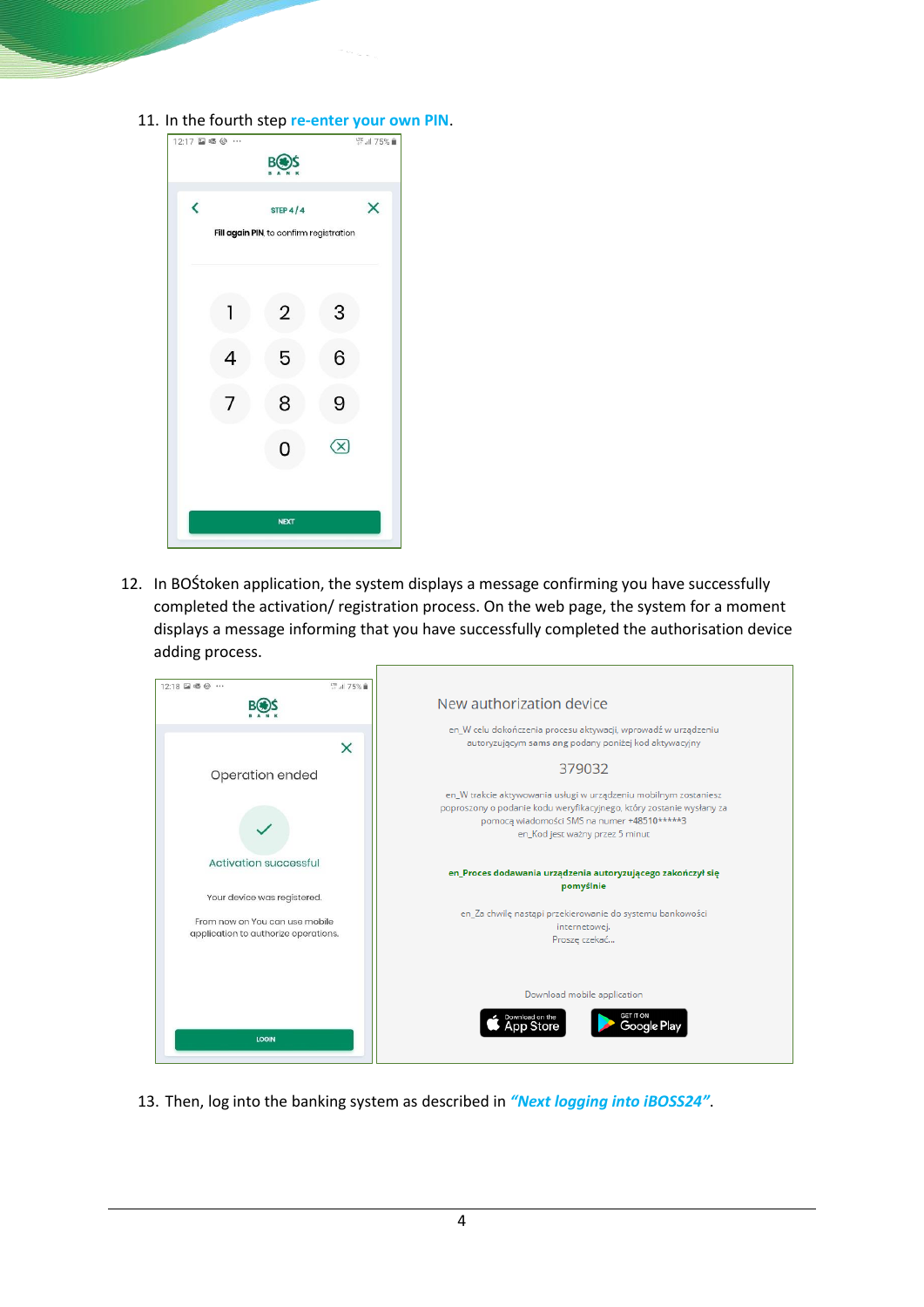11. In the fourth step **re-enter your own PIN**.

12. In BOŚtoken application, the system displays a message confirming you have successfully completed the activation/ registration process. On the web page, the system for a moment displays a message informing that you have successfully completed the authorisation device adding process.

13. Then, log into the banking system as described in ***"Next logging into iBOSS24"***.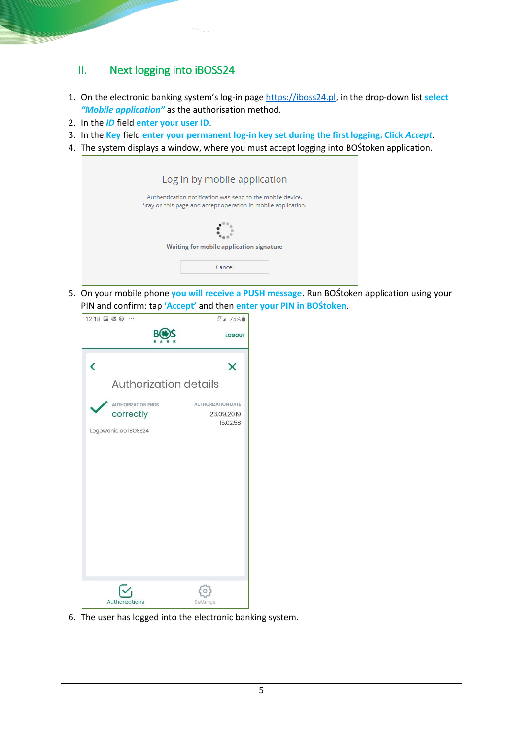## II. Next logging into iBOSS24

1. On the electronic banking system's log-in page https://iboss24.pl, in the drop-down list **select *"Mobile application"*** as the authorisation method.
2. In the ***ID*** field **enter your user ID**.
3. In the **Key** field **enter your permanent log-in key set during the first logging. Click *Accept***.
4. The system displays a window, where you must accept logging into BOŚtoken application.
5. On your mobile phone **you will receive a PUSH message**. Run BOŚtoken application using your PIN and confirm: tap **'Accept'** and then **enter your PIN in BOŚtoken**.
6. The user has logged into the electronic banking system.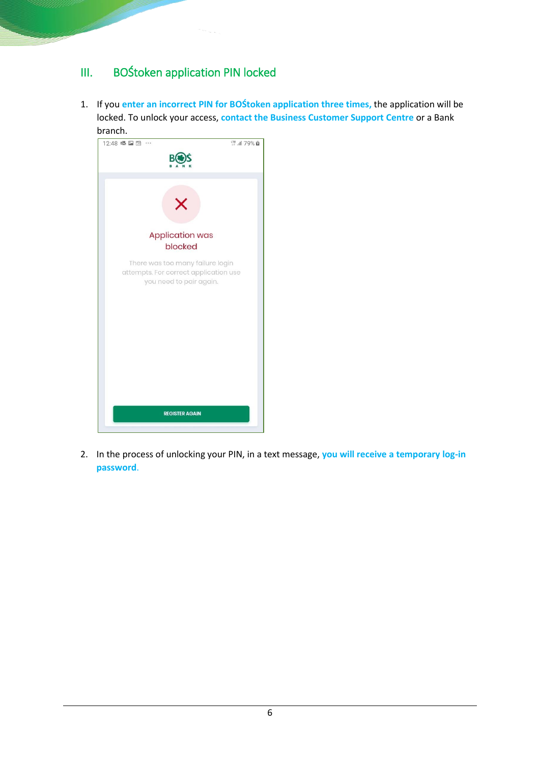## III. BOŚtoken application PIN locked

1. If you **enter an incorrect PIN for BOŚtoken application three times,** the application will be locked. To unlock your access, **contact the Business Customer Support Centre** or a Bank branch.

2. In the process of unlocking your PIN, in a text message, **you will receive a temporary log-in password**.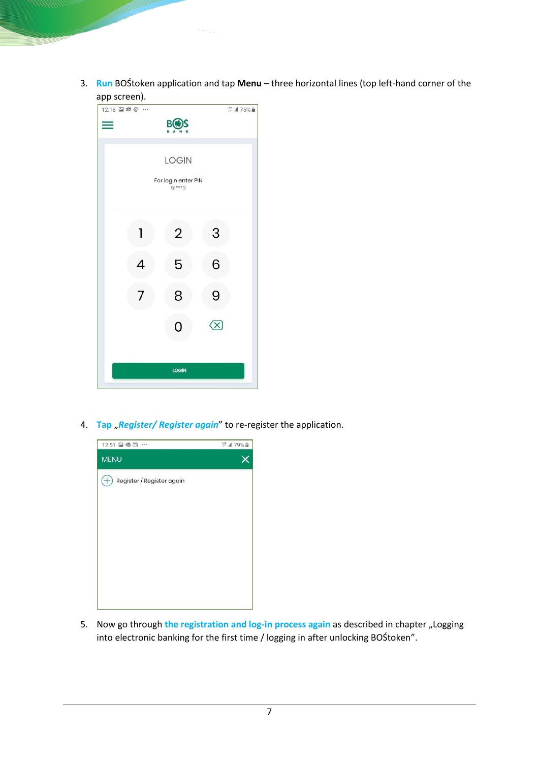3. **Run** BOŚtoken application and tap **Menu** – three horizontal lines (top left-hand corner of the app screen).

4. **Tap „*Register/ Register again*"** to re-register the application.

5. Now go through **the registration and log-in process again** as described in chapter „Logging into electronic banking for the first time / logging in after unlocking BOŚtoken".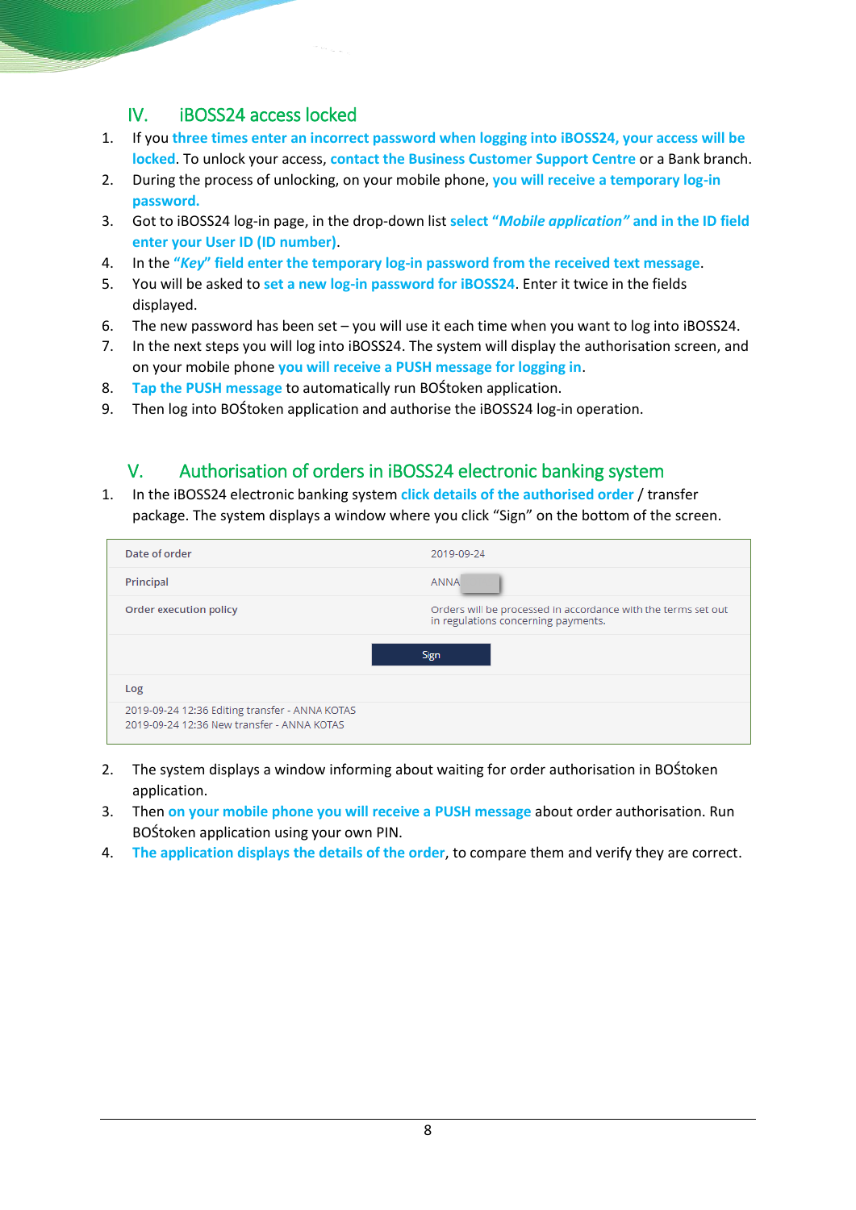## IV. iBOSS24 access locked

1. If you **three times enter an incorrect password when logging into iBOSS24, your access will be locked**. To unlock your access, **contact the Business Customer Support Centre** or a Bank branch.
2. During the process of unlocking, on your mobile phone, **you will receive a temporary log-in password.**
3. Got to iBOSS24 log-in page, in the drop-down list **select *"Mobile application"* and in the ID field enter your User ID (ID number)**.
4. In the **"*Key*" field enter the temporary log-in password from the received text message**.
5. You will be asked to **set a new log-in password for iBOSS24**. Enter it twice in the fields displayed.
6. The new password has been set – you will use it each time when you want to log into iBOSS24.
7. In the next steps you will log into iBOSS24. The system will display the authorisation screen, and on your mobile phone **you will receive a PUSH message for logging in**.
8. **Tap the PUSH message** to automatically run BOŚtoken application.
9. Then log into BOŚtoken application and authorise the iBOSS24 log-in operation.

## V. Authorisation of orders in iBOSS24 electronic banking system

1. In the iBOSS24 electronic banking system **click details of the authorised order** / transfer package. The system displays a window where you click "Sign" on the bottom of the screen.

| Date of order | 2019-09-24 |
|---|---|
| Principal | ANNA |
| Order execution policy | Orders will be processed in accordance with the terms set out in regulations concerning payments. |
| | Sign |
| Log | |
| 2019-09-24 12:36 Editing transfer - ANNA KOTAS<br>2019-09-24 12:36 New transfer - ANNA KOTAS | |

2. The system displays a window informing about waiting for order authorisation in BOŚtoken application.
3. Then **on your mobile phone you will receive a PUSH message** about order authorisation. Run BOŚtoken application using your own PIN.
4. **The application displays the details of the order**, to compare them and verify they are correct.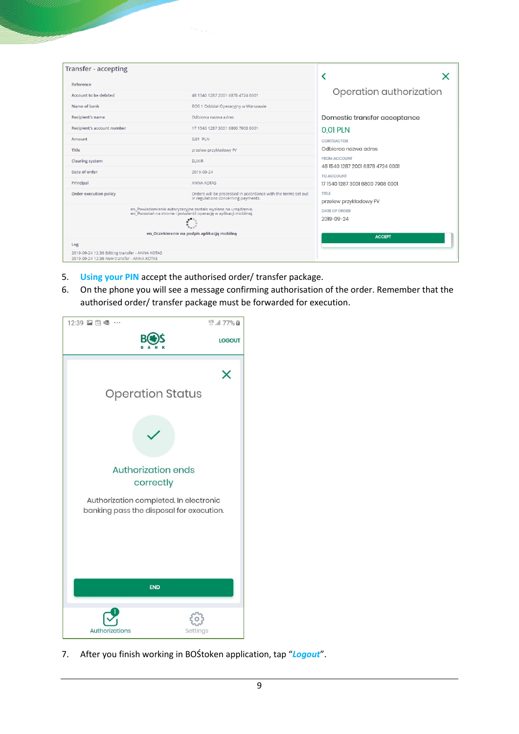| Transfer - accepting | |
|---|---|
| Reference | |
| Account to be debited | 48 1540 1287 2001 6878 4724 0001 |
| Name of bank | BOŚ 1 Oddział Operacyjny w Warszawie |
| Recipient's name | Odbiorca nazwa adres |
| Recipient's account number | 17 1540 1287 3001 6800 7908 0001 |
| Amount | 0,01 PLN |
| Title | przelew przykładowy FV |
| Clearing system | ELIXIR |
| Date of order | 2019-09-24 |
| Principal | ANNA KOTAS |
| Order execution policy | Orders will be processed in accordance with the terms set out in regulations concerning payments. |

en_Powiadomienie autoryzacyjne zostało wysłane na urządzenie.
en_Pozostań na stronie i potwierdź operację w aplikacji mobilnej.

en_Oczekiwanie na podpis aplikacją mobilną

Log

2019-09-24 12:36 Editing transfer - ANNA KOTAS
2019-09-24 12:36 New transfer - ANNA KOTAS

Operation authorization

Domestic transfer acceptance

0,01 PLN

CONTRACTOR
Odbiorca nazwa adres

FROM ACCOUNT
48 1540 1287 2001 6878 4724 0001

TO ACCOUNT
17 1540 1287 3001 6800 7908 0001

TITLE
przelew przykładowy FV

DATE OF ORDER
2019-09-24

ACCEPT

5. **Using your PIN** accept the authorised order/ transfer package.
6. On the phone you will see a message confirming authorisation of the order. Remember that the authorised order/ transfer package must be forwarded for execution.

12:39 77%

BOŚ BANK LOGOUT

Operation Status

Authorization ends correctly

Authorization completed. In electronic banking pass the disposal for execution.

END

Authorizations Settings

7. After you finish working in BOŚtoken application, tap "***Logout***".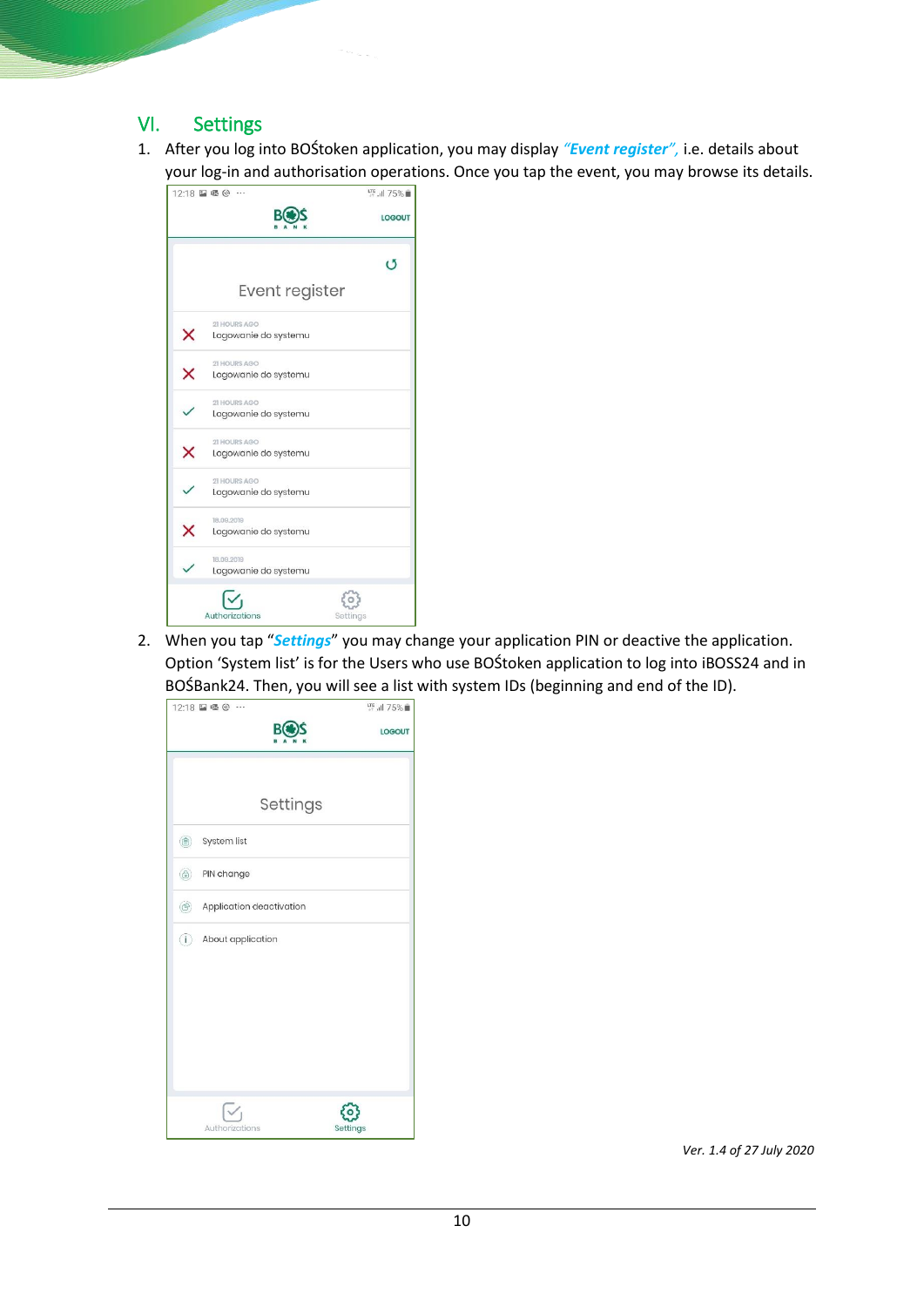## VI. Settings

1. After you log into BOŚtoken application, you may display ***"Event register"***, i.e. details about your log-in and authorisation operations. Once you tap the event, you may browse its details.

2. When you tap "***Settings***" you may change your application PIN or deactive the application. Option 'System list' is for the Users who use BOŚtoken application to log into iBOSS24 and in BOŚBank24. Then, you will see a list with system IDs (beginning and end of the ID).

*Ver. 1.4 of 27 July 2020*